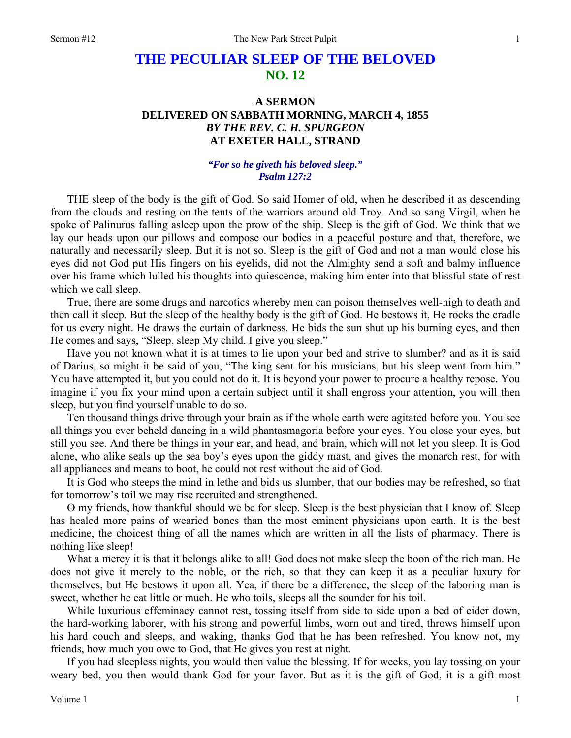# THE PECULIAR SLEEP OF THE BELOVED

## NO. 12

### A SERMON
### DELIVERED ON SABBATH MORNING, MARCH 4, 1855
### *BY THE REV. C. H. SPURGEON*
### AT EXETER HALL, STRAND

***"For so he giveth his beloved sleep."***
***Psalm 127:2***

THE sleep of the body is the gift of God. So said Homer of old, when he described it as descending from the clouds and resting on the tents of the warriors around old Troy. And so sang Virgil, when he spoke of Palinurus falling asleep upon the prow of the ship. Sleep is the gift of God. We think that we lay our heads upon our pillows and compose our bodies in a peaceful posture and that, therefore, we naturally and necessarily sleep. But it is not so. Sleep is the gift of God and not a man would close his eyes did not God put His fingers on his eyelids, did not the Almighty send a soft and balmy influence over his frame which lulled his thoughts into quiescence, making him enter into that blissful state of rest which we call sleep.

True, there are some drugs and narcotics whereby men can poison themselves well-nigh to death and then call it sleep. But the sleep of the healthy body is the gift of God. He bestows it, He rocks the cradle for us every night. He draws the curtain of darkness. He bids the sun shut up his burning eyes, and then He comes and says, "Sleep, sleep My child. I give you sleep."

Have you not known what it is at times to lie upon your bed and strive to slumber? and as it is said of Darius, so might it be said of you, "The king sent for his musicians, but his sleep went from him." You have attempted it, but you could not do it. It is beyond your power to procure a healthy repose. You imagine if you fix your mind upon a certain subject until it shall engross your attention, you will then sleep, but you find yourself unable to do so.

Ten thousand things drive through your brain as if the whole earth were agitated before you. You see all things you ever beheld dancing in a wild phantasmagoria before your eyes. You close your eyes, but still you see. And there be things in your ear, and head, and brain, which will not let you sleep. It is God alone, who alike seals up the sea boy's eyes upon the giddy mast, and gives the monarch rest, for with all appliances and means to boot, he could not rest without the aid of God.

It is God who steeps the mind in lethe and bids us slumber, that our bodies may be refreshed, so that for tomorrow's toil we may rise recruited and strengthened.

O my friends, how thankful should we be for sleep. Sleep is the best physician that I know of. Sleep has healed more pains of wearied bones than the most eminent physicians upon earth. It is the best medicine, the choicest thing of all the names which are written in all the lists of pharmacy. There is nothing like sleep!

What a mercy it is that it belongs alike to all! God does not make sleep the boon of the rich man. He does not give it merely to the noble, or the rich, so that they can keep it as a peculiar luxury for themselves, but He bestows it upon all. Yea, if there be a difference, the sleep of the laboring man is sweet, whether he eat little or much. He who toils, sleeps all the sounder for his toil.

While luxurious effeminacy cannot rest, tossing itself from side to side upon a bed of eider down, the hard-working laborer, with his strong and powerful limbs, worn out and tired, throws himself upon his hard couch and sleeps, and waking, thanks God that he has been refreshed. You know not, my friends, how much you owe to God, that He gives you rest at night.

If you had sleepless nights, you would then value the blessing. If for weeks, you lay tossing on your weary bed, you then would thank God for your favor. But as it is the gift of God, it is a gift most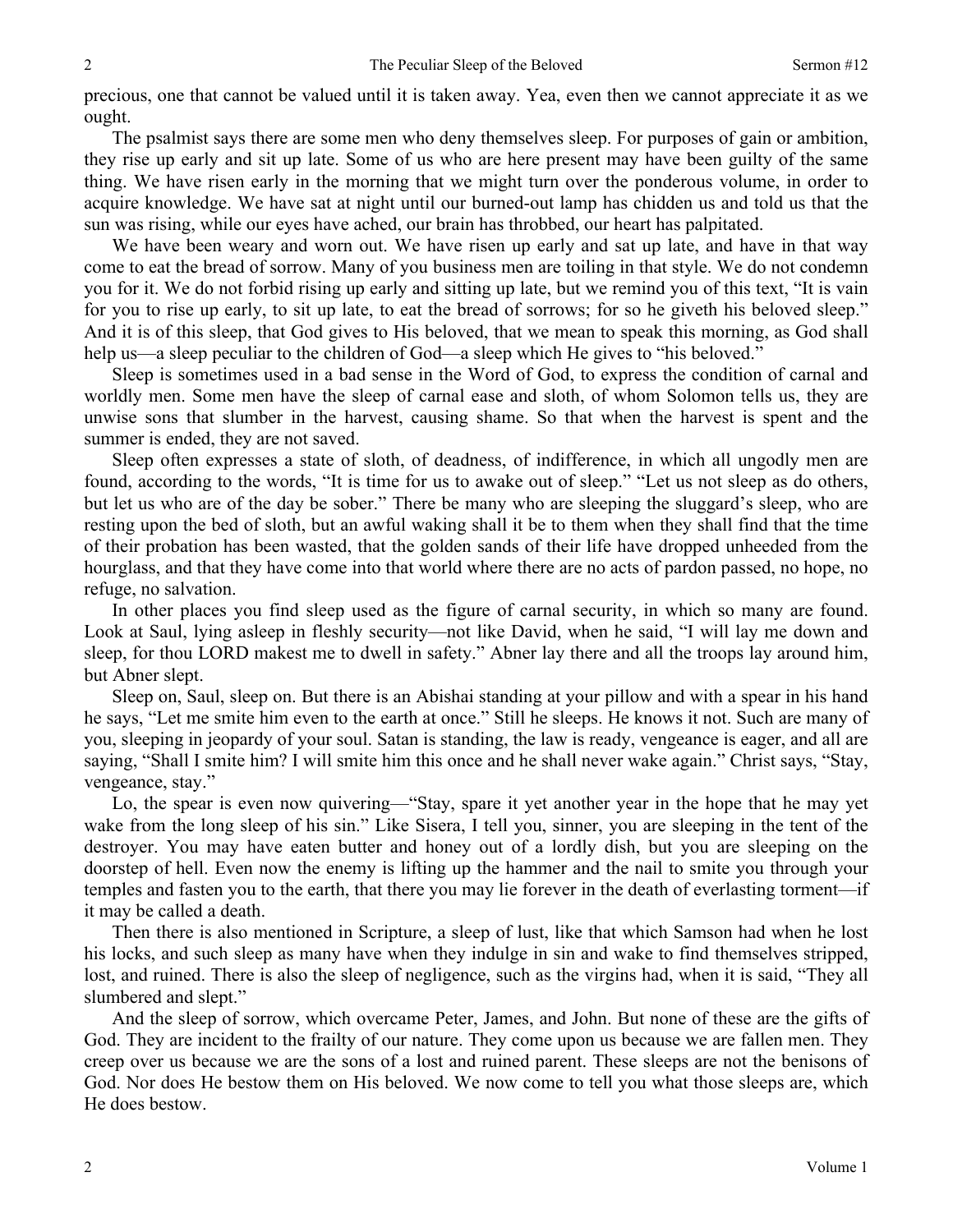precious, one that cannot be valued until it is taken away. Yea, even then we cannot appreciate it as we ought.

The psalmist says there are some men who deny themselves sleep. For purposes of gain or ambition, they rise up early and sit up late. Some of us who are here present may have been guilty of the same thing. We have risen early in the morning that we might turn over the ponderous volume, in order to acquire knowledge. We have sat at night until our burned-out lamp has chidden us and told us that the sun was rising, while our eyes have ached, our brain has throbbed, our heart has palpitated.

We have been weary and worn out. We have risen up early and sat up late, and have in that way come to eat the bread of sorrow. Many of you business men are toiling in that style. We do not condemn you for it. We do not forbid rising up early and sitting up late, but we remind you of this text, "It is vain for you to rise up early, to sit up late, to eat the bread of sorrows; for so he giveth his beloved sleep." And it is of this sleep, that God gives to His beloved, that we mean to speak this morning, as God shall help us—a sleep peculiar to the children of God—a sleep which He gives to "his beloved."

Sleep is sometimes used in a bad sense in the Word of God, to express the condition of carnal and worldly men. Some men have the sleep of carnal ease and sloth, of whom Solomon tells us, they are unwise sons that slumber in the harvest, causing shame. So that when the harvest is spent and the summer is ended, they are not saved.

Sleep often expresses a state of sloth, of deadness, of indifference, in which all ungodly men are found, according to the words, "It is time for us to awake out of sleep." "Let us not sleep as do others, but let us who are of the day be sober." There be many who are sleeping the sluggard's sleep, who are resting upon the bed of sloth, but an awful waking shall it be to them when they shall find that the time of their probation has been wasted, that the golden sands of their life have dropped unheeded from the hourglass, and that they have come into that world where there are no acts of pardon passed, no hope, no refuge, no salvation.

In other places you find sleep used as the figure of carnal security, in which so many are found. Look at Saul, lying asleep in fleshly security—not like David, when he said, "I will lay me down and sleep, for thou LORD makest me to dwell in safety." Abner lay there and all the troops lay around him, but Abner slept.

Sleep on, Saul, sleep on. But there is an Abishai standing at your pillow and with a spear in his hand he says, "Let me smite him even to the earth at once." Still he sleeps. He knows it not. Such are many of you, sleeping in jeopardy of your soul. Satan is standing, the law is ready, vengeance is eager, and all are saying, "Shall I smite him? I will smite him this once and he shall never wake again." Christ says, "Stay, vengeance, stay."

Lo, the spear is even now quivering—"Stay, spare it yet another year in the hope that he may yet wake from the long sleep of his sin." Like Sisera, I tell you, sinner, you are sleeping in the tent of the destroyer. You may have eaten butter and honey out of a lordly dish, but you are sleeping on the doorstep of hell. Even now the enemy is lifting up the hammer and the nail to smite you through your temples and fasten you to the earth, that there you may lie forever in the death of everlasting torment—if it may be called a death.

Then there is also mentioned in Scripture, a sleep of lust, like that which Samson had when he lost his locks, and such sleep as many have when they indulge in sin and wake to find themselves stripped, lost, and ruined. There is also the sleep of negligence, such as the virgins had, when it is said, "They all slumbered and slept."

And the sleep of sorrow, which overcame Peter, James, and John. But none of these are the gifts of God. They are incident to the frailty of our nature. They come upon us because we are fallen men. They creep over us because we are the sons of a lost and ruined parent. These sleeps are not the benisons of God. Nor does He bestow them on His beloved. We now come to tell you what those sleeps are, which He does bestow.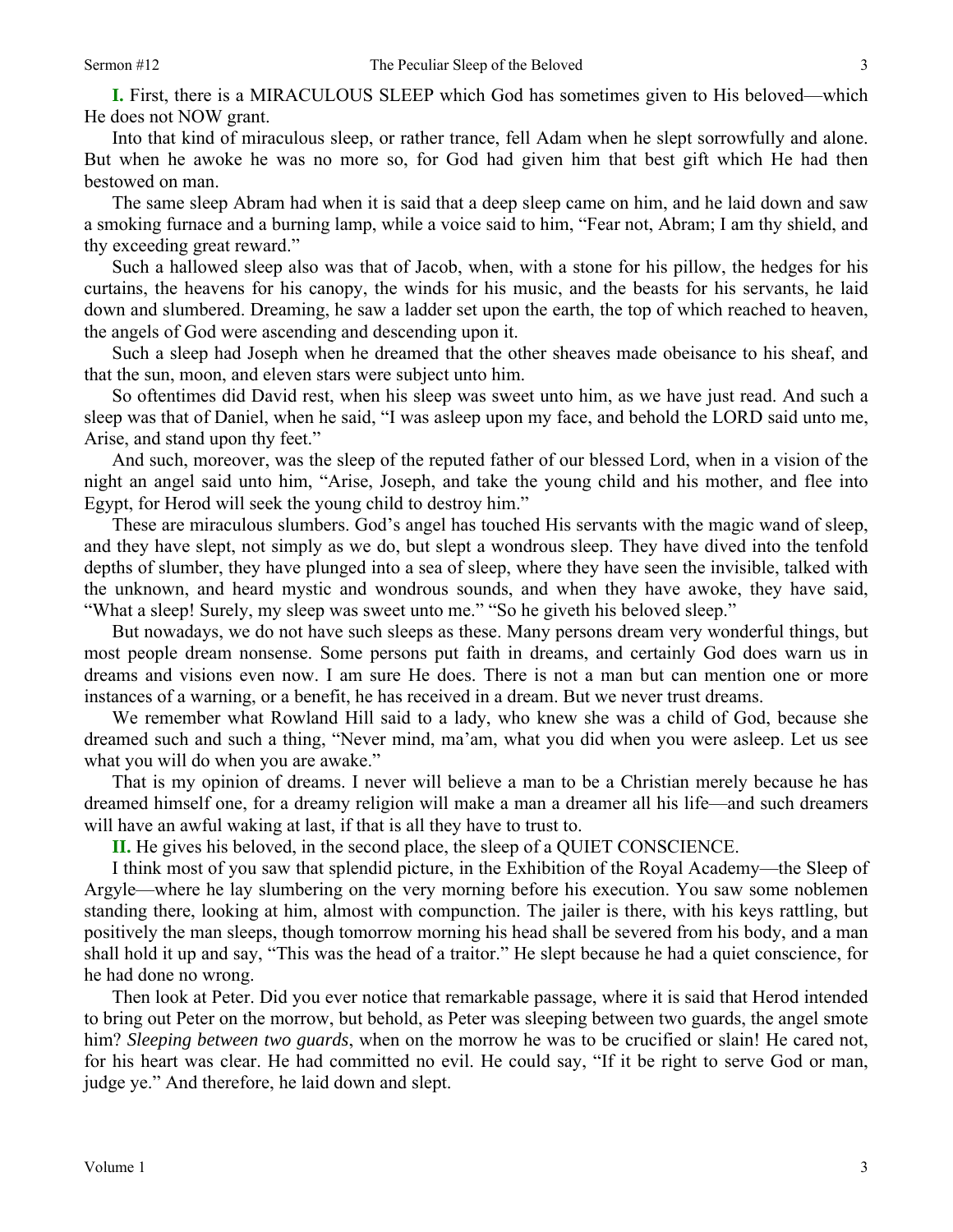**I.** First, there is a MIRACULOUS SLEEP which God has sometimes given to His beloved—which He does not NOW grant.

Into that kind of miraculous sleep, or rather trance, fell Adam when he slept sorrowfully and alone. But when he awoke he was no more so, for God had given him that best gift which He had then bestowed on man.

The same sleep Abram had when it is said that a deep sleep came on him, and he laid down and saw a smoking furnace and a burning lamp, while a voice said to him, "Fear not, Abram; I am thy shield, and thy exceeding great reward."

Such a hallowed sleep also was that of Jacob, when, with a stone for his pillow, the hedges for his curtains, the heavens for his canopy, the winds for his music, and the beasts for his servants, he laid down and slumbered. Dreaming, he saw a ladder set upon the earth, the top of which reached to heaven, the angels of God were ascending and descending upon it.

Such a sleep had Joseph when he dreamed that the other sheaves made obeisance to his sheaf, and that the sun, moon, and eleven stars were subject unto him.

So oftentimes did David rest, when his sleep was sweet unto him, as we have just read. And such a sleep was that of Daniel, when he said, "I was asleep upon my face, and behold the LORD said unto me, Arise, and stand upon thy feet."

And such, moreover, was the sleep of the reputed father of our blessed Lord, when in a vision of the night an angel said unto him, "Arise, Joseph, and take the young child and his mother, and flee into Egypt, for Herod will seek the young child to destroy him."

These are miraculous slumbers. God's angel has touched His servants with the magic wand of sleep, and they have slept, not simply as we do, but slept a wondrous sleep. They have dived into the tenfold depths of slumber, they have plunged into a sea of sleep, where they have seen the invisible, talked with the unknown, and heard mystic and wondrous sounds, and when they have awoke, they have said, "What a sleep! Surely, my sleep was sweet unto me." "So he giveth his beloved sleep."

But nowadays, we do not have such sleeps as these. Many persons dream very wonderful things, but most people dream nonsense. Some persons put faith in dreams, and certainly God does warn us in dreams and visions even now. I am sure He does. There is not a man but can mention one or more instances of a warning, or a benefit, he has received in a dream. But we never trust dreams.

We remember what Rowland Hill said to a lady, who knew she was a child of God, because she dreamed such and such a thing, "Never mind, ma'am, what you did when you were asleep. Let us see what you will do when you are awake."

That is my opinion of dreams. I never will believe a man to be a Christian merely because he has dreamed himself one, for a dreamy religion will make a man a dreamer all his life—and such dreamers will have an awful waking at last, if that is all they have to trust to.

**II.** He gives his beloved, in the second place, the sleep of a QUIET CONSCIENCE.

I think most of you saw that splendid picture, in the Exhibition of the Royal Academy—the Sleep of Argyle—where he lay slumbering on the very morning before his execution. You saw some noblemen standing there, looking at him, almost with compunction. The jailer is there, with his keys rattling, but positively the man sleeps, though tomorrow morning his head shall be severed from his body, and a man shall hold it up and say, "This was the head of a traitor." He slept because he had a quiet conscience, for he had done no wrong.

Then look at Peter. Did you ever notice that remarkable passage, where it is said that Herod intended to bring out Peter on the morrow, but behold, as Peter was sleeping between two guards, the angel smote him? *Sleeping between two guards*, when on the morrow he was to be crucified or slain! He cared not, for his heart was clear. He had committed no evil. He could say, "If it be right to serve God or man, judge ye." And therefore, he laid down and slept.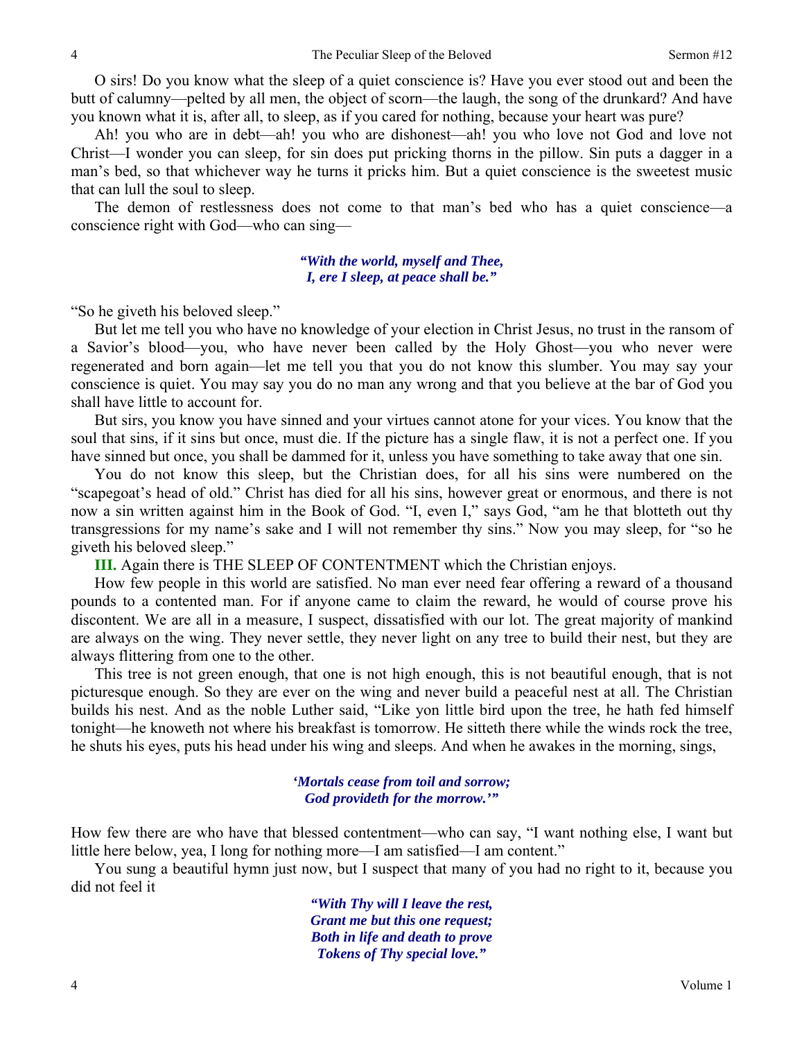O sirs! Do you know what the sleep of a quiet conscience is? Have you ever stood out and been the butt of calumny—pelted by all men, the object of scorn—the laugh, the song of the drunkard? And have you known what it is, after all, to sleep, as if you cared for nothing, because your heart was pure?

Ah! you who are in debt—ah! you who are dishonest—ah! you who love not God and love not Christ—I wonder you can sleep, for sin does put pricking thorns in the pillow. Sin puts a dagger in a man's bed, so that whichever way he turns it pricks him. But a quiet conscience is the sweetest music that can lull the soul to sleep.

The demon of restlessness does not come to that man's bed who has a quiet conscience—a conscience right with God—who can sing—

> *"With the world, myself and Thee,*
> *I, ere I sleep, at peace shall be."*

"So he giveth his beloved sleep."

But let me tell you who have no knowledge of your election in Christ Jesus, no trust in the ransom of a Savior's blood—you, who have never been called by the Holy Ghost—you who never were regenerated and born again—let me tell you that you do not know this slumber. You may say your conscience is quiet. You may say you do no man any wrong and that you believe at the bar of God you shall have little to account for.

But sirs, you know you have sinned and your virtues cannot atone for your vices. You know that the soul that sins, if it sins but once, must die. If the picture has a single flaw, it is not a perfect one. If you have sinned but once, you shall be dammed for it, unless you have something to take away that one sin.

You do not know this sleep, but the Christian does, for all his sins were numbered on the "scapegoat's head of old." Christ has died for all his sins, however great or enormous, and there is not now a sin written against him in the Book of God. "I, even I," says God, "am he that blotteth out thy transgressions for my name's sake and I will not remember thy sins." Now you may sleep, for "so he giveth his beloved sleep."

**III.** Again there is THE SLEEP OF CONTENTMENT which the Christian enjoys.

How few people in this world are satisfied. No man ever need fear offering a reward of a thousand pounds to a contented man. For if anyone came to claim the reward, he would of course prove his discontent. We are all in a measure, I suspect, dissatisfied with our lot. The great majority of mankind are always on the wing. They never settle, they never light on any tree to build their nest, but they are always flittering from one to the other.

This tree is not green enough, that one is not high enough, this is not beautiful enough, that is not picturesque enough. So they are ever on the wing and never build a peaceful nest at all. The Christian builds his nest. And as the noble Luther said, "Like yon little bird upon the tree, he hath fed himself tonight—he knoweth not where his breakfast is tomorrow. He sitteth there while the winds rock the tree, he shuts his eyes, puts his head under his wing and sleeps. And when he awakes in the morning, sings,

> *'Mortals cease from toil and sorrow;*
> *God provideth for the morrow.'"*

How few there are who have that blessed contentment—who can say, "I want nothing else, I want but little here below, yea, I long for nothing more—I am satisfied—I am content."

You sung a beautiful hymn just now, but I suspect that many of you had no right to it, because you did not feel it

> *"With Thy will I leave the rest,*
> *Grant me but this one request;*
> *Both in life and death to prove*
> *Tokens of Thy special love."*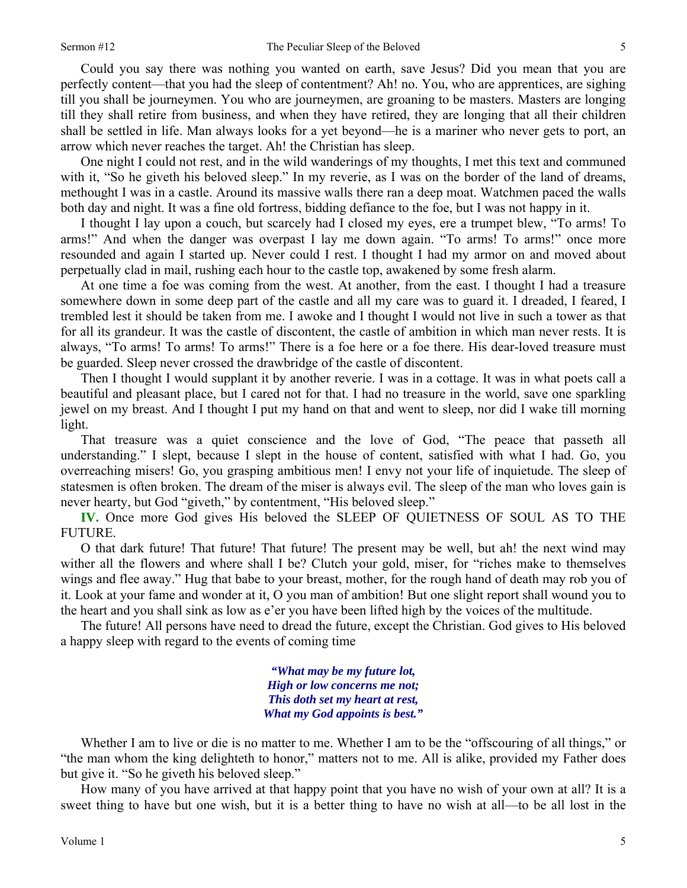Could you say there was nothing you wanted on earth, save Jesus? Did you mean that you are perfectly content—that you had the sleep of contentment? Ah! no. You, who are apprentices, are sighing till you shall be journeymen. You who are journeymen, are groaning to be masters. Masters are longing till they shall retire from business, and when they have retired, they are longing that all their children shall be settled in life. Man always looks for a yet beyond—he is a mariner who never gets to port, an arrow which never reaches the target. Ah! the Christian has sleep.

One night I could not rest, and in the wild wanderings of my thoughts, I met this text and communed with it, "So he giveth his beloved sleep." In my reverie, as I was on the border of the land of dreams, methought I was in a castle. Around its massive walls there ran a deep moat. Watchmen paced the walls both day and night. It was a fine old fortress, bidding defiance to the foe, but I was not happy in it.

I thought I lay upon a couch, but scarcely had I closed my eyes, ere a trumpet blew, "To arms! To arms!" And when the danger was overpast I lay me down again. "To arms! To arms!" once more resounded and again I started up. Never could I rest. I thought I had my armor on and moved about perpetually clad in mail, rushing each hour to the castle top, awakened by some fresh alarm.

At one time a foe was coming from the west. At another, from the east. I thought I had a treasure somewhere down in some deep part of the castle and all my care was to guard it. I dreaded, I feared, I trembled lest it should be taken from me. I awoke and I thought I would not live in such a tower as that for all its grandeur. It was the castle of discontent, the castle of ambition in which man never rests. It is always, "To arms! To arms! To arms!" There is a foe here or a foe there. His dear-loved treasure must be guarded. Sleep never crossed the drawbridge of the castle of discontent.

Then I thought I would supplant it by another reverie. I was in a cottage. It was in what poets call a beautiful and pleasant place, but I cared not for that. I had no treasure in the world, save one sparkling jewel on my breast. And I thought I put my hand on that and went to sleep, nor did I wake till morning light.

That treasure was a quiet conscience and the love of God, "The peace that passeth all understanding." I slept, because I slept in the house of content, satisfied with what I had. Go, you overreaching misers! Go, you grasping ambitious men! I envy not your life of inquietude. The sleep of statesmen is often broken. The dream of the miser is always evil. The sleep of the man who loves gain is never hearty, but God "giveth," by contentment, "His beloved sleep."

**IV.** Once more God gives His beloved the SLEEP OF QUIETNESS OF SOUL AS TO THE FUTURE.

O that dark future! That future! That future! The present may be well, but ah! the next wind may wither all the flowers and where shall I be? Clutch your gold, miser, for "riches make to themselves wings and flee away." Hug that babe to your breast, mother, for the rough hand of death may rob you of it. Look at your fame and wonder at it, O you man of ambition! But one slight report shall wound you to the heart and you shall sink as low as e'er you have been lifted high by the voices of the multitude.

The future! All persons have need to dread the future, except the Christian. God gives to His beloved a happy sleep with regard to the events of coming time

> ***"What may be my future lot,***
> ***High or low concerns me not;***
> ***This doth set my heart at rest,***
> ***What my God appoints is best."***

Whether I am to live or die is no matter to me. Whether I am to be the "offscouring of all things," or "the man whom the king delighteth to honor," matters not to me. All is alike, provided my Father does but give it. "So he giveth his beloved sleep."

How many of you have arrived at that happy point that you have no wish of your own at all? It is a sweet thing to have but one wish, but it is a better thing to have no wish at all—to be all lost in the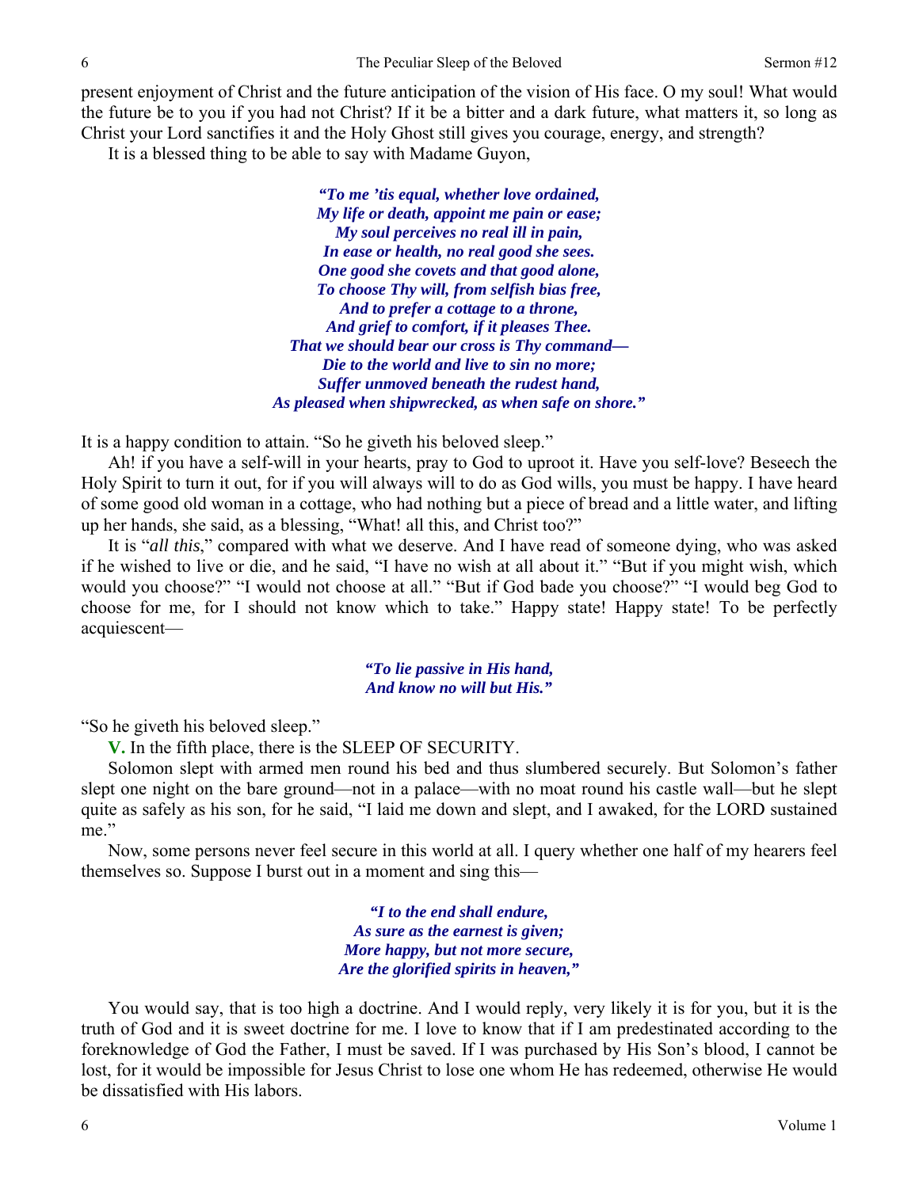present enjoyment of Christ and the future anticipation of the vision of His face. O my soul! What would the future be to you if you had not Christ? If it be a bitter and a dark future, what matters it, so long as Christ your Lord sanctifies it and the Holy Ghost still gives you courage, energy, and strength?

It is a blessed thing to be able to say with Madame Guyon,

> ***"To me 'tis equal, whether love ordained,***
> ***My life or death, appoint me pain or ease;***
> ***My soul perceives no real ill in pain,***
> ***In ease or health, no real good she sees.***
> ***One good she covets and that good alone,***
> ***To choose Thy will, from selfish bias free,***
> ***And to prefer a cottage to a throne,***
> ***And grief to comfort, if it pleases Thee.***
> ***That we should bear our cross is Thy command—***
> ***Die to the world and live to sin no more;***
> ***Suffer unmoved beneath the rudest hand,***
> ***As pleased when shipwrecked, as when safe on shore."***

It is a happy condition to attain. "So he giveth his beloved sleep."

Ah! if you have a self-will in your hearts, pray to God to uproot it. Have you self-love? Beseech the Holy Spirit to turn it out, for if you will always will to do as God wills, you must be happy. I have heard of some good old woman in a cottage, who had nothing but a piece of bread and a little water, and lifting up her hands, she said, as a blessing, "What! all this, and Christ too?"

It is "*all this*," compared with what we deserve. And I have read of someone dying, who was asked if he wished to live or die, and he said, "I have no wish at all about it." "But if you might wish, which would you choose?" "I would not choose at all." "But if God bade you choose?" "I would beg God to choose for me, for I should not know which to take." Happy state! Happy state! To be perfectly acquiescent—

> ***"To lie passive in His hand,***
> ***And know no will but His."***

"So he giveth his beloved sleep."

**V.** In the fifth place, there is the SLEEP OF SECURITY.

Solomon slept with armed men round his bed and thus slumbered securely. But Solomon's father slept one night on the bare ground—not in a palace—with no moat round his castle wall—but he slept quite as safely as his son, for he said, "I laid me down and slept, and I awaked, for the LORD sustained me."

Now, some persons never feel secure in this world at all. I query whether one half of my hearers feel themselves so. Suppose I burst out in a moment and sing this—

> ***"I to the end shall endure,***
> ***As sure as the earnest is given;***
> ***More happy, but not more secure,***
> ***Are the glorified spirits in heaven,"***

You would say, that is too high a doctrine. And I would reply, very likely it is for you, but it is the truth of God and it is sweet doctrine for me. I love to know that if I am predestinated according to the foreknowledge of God the Father, I must be saved. If I was purchased by His Son's blood, I cannot be lost, for it would be impossible for Jesus Christ to lose one whom He has redeemed, otherwise He would be dissatisfied with His labors.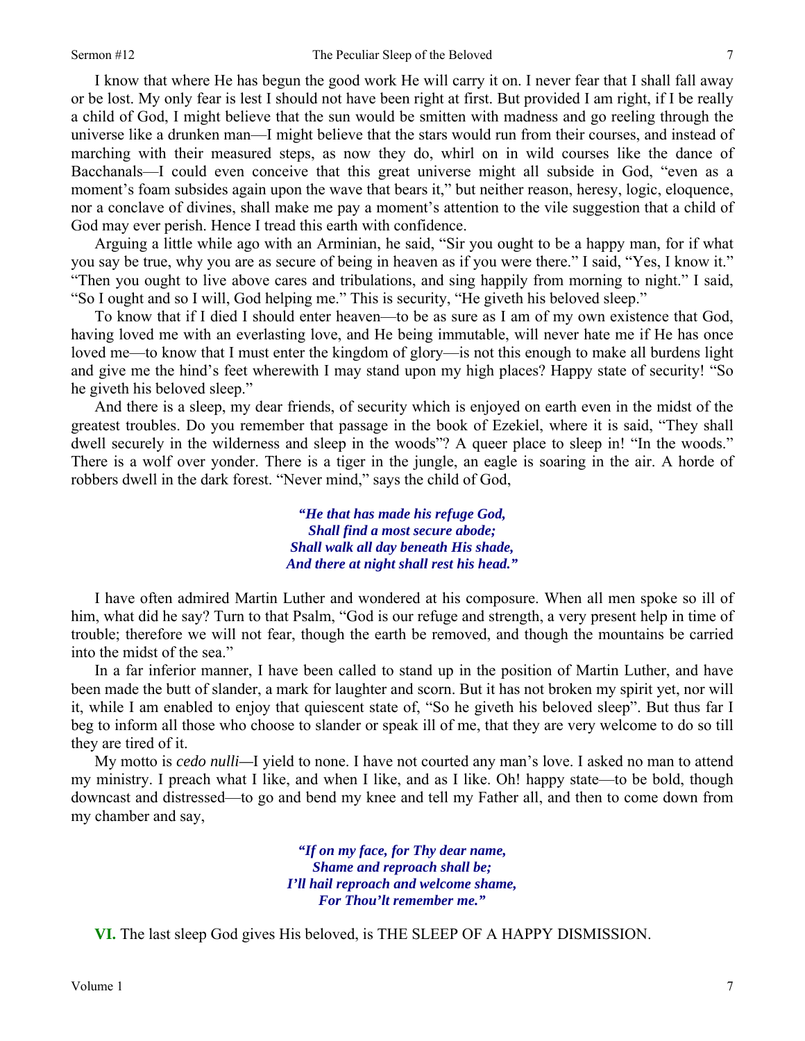I know that where He has begun the good work He will carry it on. I never fear that I shall fall away or be lost. My only fear is lest I should not have been right at first. But provided I am right, if I be really a child of God, I might believe that the sun would be smitten with madness and go reeling through the universe like a drunken man—I might believe that the stars would run from their courses, and instead of marching with their measured steps, as now they do, whirl on in wild courses like the dance of Bacchanals—I could even conceive that this great universe might all subside in God, "even as a moment's foam subsides again upon the wave that bears it," but neither reason, heresy, logic, eloquence, nor a conclave of divines, shall make me pay a moment's attention to the vile suggestion that a child of God may ever perish. Hence I tread this earth with confidence.

Arguing a little while ago with an Arminian, he said, "Sir you ought to be a happy man, for if what you say be true, why you are as secure of being in heaven as if you were there." I said, "Yes, I know it." "Then you ought to live above cares and tribulations, and sing happily from morning to night." I said, "So I ought and so I will, God helping me." This is security, "He giveth his beloved sleep."

To know that if I died I should enter heaven—to be as sure as I am of my own existence that God, having loved me with an everlasting love, and He being immutable, will never hate me if He has once loved me—to know that I must enter the kingdom of glory—is not this enough to make all burdens light and give me the hind's feet wherewith I may stand upon my high places? Happy state of security! "So he giveth his beloved sleep."

And there is a sleep, my dear friends, of security which is enjoyed on earth even in the midst of the greatest troubles. Do you remember that passage in the book of Ezekiel, where it is said, "They shall dwell securely in the wilderness and sleep in the woods"? A queer place to sleep in! "In the woods." There is a wolf over yonder. There is a tiger in the jungle, an eagle is soaring in the air. A horde of robbers dwell in the dark forest. "Never mind," says the child of God,

*"He that has made his refuge God,*
*Shall find a most secure abode;*
*Shall walk all day beneath His shade,*
*And there at night shall rest his head."*

I have often admired Martin Luther and wondered at his composure. When all men spoke so ill of him, what did he say? Turn to that Psalm, "God is our refuge and strength, a very present help in time of trouble; therefore we will not fear, though the earth be removed, and though the mountains be carried into the midst of the sea."

In a far inferior manner, I have been called to stand up in the position of Martin Luther, and have been made the butt of slander, a mark for laughter and scorn. But it has not broken my spirit yet, nor will it, while I am enabled to enjoy that quiescent state of, "So he giveth his beloved sleep". But thus far I beg to inform all those who choose to slander or speak ill of me, that they are very welcome to do so till they are tired of it.

My motto is *cedo nulli*—I yield to none. I have not courted any man's love. I asked no man to attend my ministry. I preach what I like, and when I like, and as I like. Oh! happy state—to be bold, though downcast and distressed—to go and bend my knee and tell my Father all, and then to come down from my chamber and say,

*"If on my face, for Thy dear name,*
*Shame and reproach shall be;*
*I'll hail reproach and welcome shame,*
*For Thou'lt remember me."*

**VI.** The last sleep God gives His beloved, is THE SLEEP OF A HAPPY DISMISSION.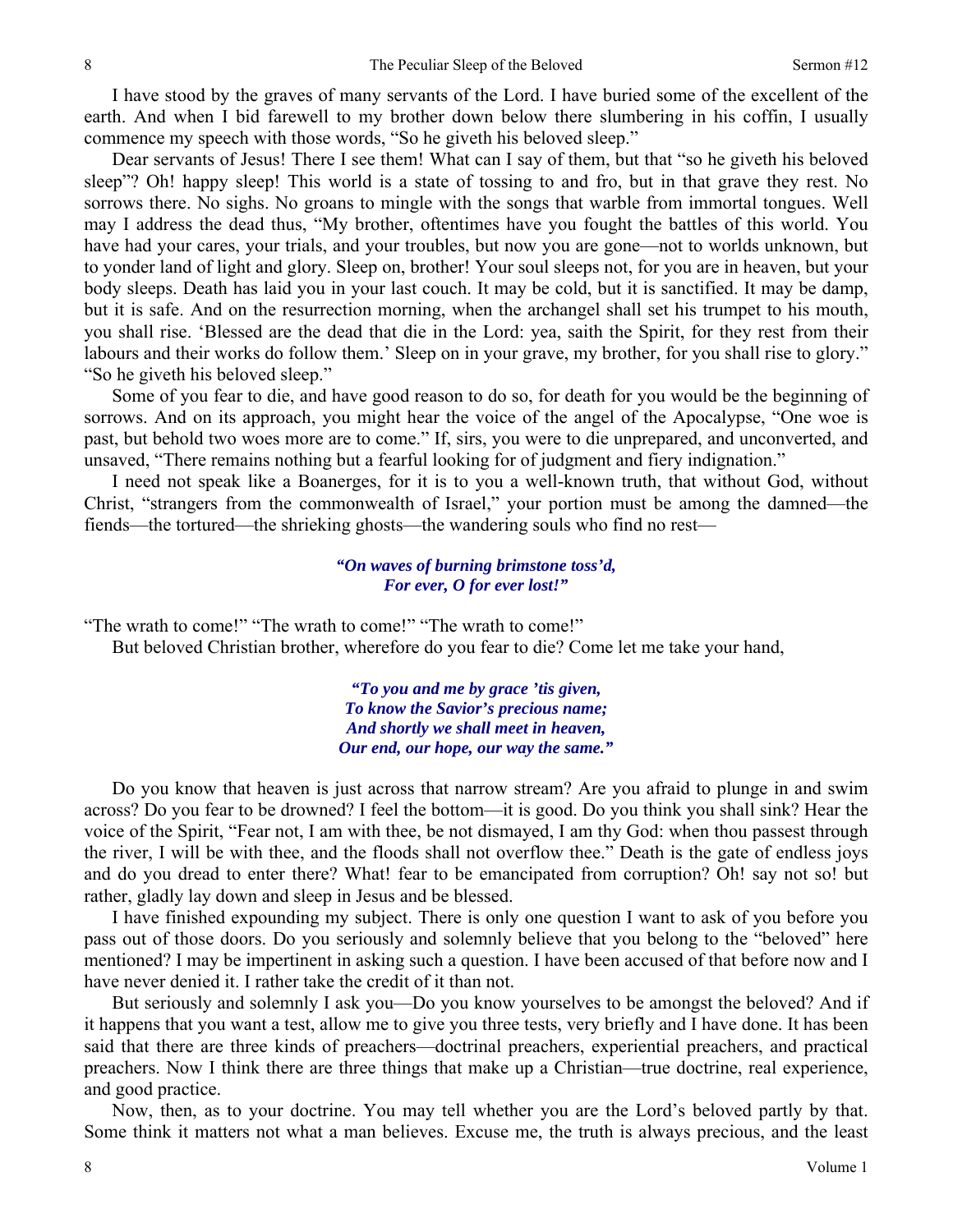I have stood by the graves of many servants of the Lord. I have buried some of the excellent of the earth. And when I bid farewell to my brother down below there slumbering in his coffin, I usually commence my speech with those words, "So he giveth his beloved sleep."

Dear servants of Jesus! There I see them! What can I say of them, but that "so he giveth his beloved sleep"? Oh! happy sleep! This world is a state of tossing to and fro, but in that grave they rest. No sorrows there. No sighs. No groans to mingle with the songs that warble from immortal tongues. Well may I address the dead thus, "My brother, oftentimes have you fought the battles of this world. You have had your cares, your trials, and your troubles, but now you are gone—not to worlds unknown, but to yonder land of light and glory. Sleep on, brother! Your soul sleeps not, for you are in heaven, but your body sleeps. Death has laid you in your last couch. It may be cold, but it is sanctified. It may be damp, but it is safe. And on the resurrection morning, when the archangel shall set his trumpet to his mouth, you shall rise. 'Blessed are the dead that die in the Lord: yea, saith the Spirit, for they rest from their labours and their works do follow them.' Sleep on in your grave, my brother, for you shall rise to glory." "So he giveth his beloved sleep."

Some of you fear to die, and have good reason to do so, for death for you would be the beginning of sorrows. And on its approach, you might hear the voice of the angel of the Apocalypse, "One woe is past, but behold two woes more are to come." If, sirs, you were to die unprepared, and unconverted, and unsaved, "There remains nothing but a fearful looking for of judgment and fiery indignation."

I need not speak like a Boanerges, for it is to you a well-known truth, that without God, without Christ, "strangers from the commonwealth of Israel," your portion must be among the damned—the fiends—the tortured—the shrieking ghosts—the wandering souls who find no rest—

> ***"On waves of burning brimstone toss'd,***
> ***For ever, O for ever lost!"***

"The wrath to come!" "The wrath to come!" "The wrath to come!"

But beloved Christian brother, wherefore do you fear to die? Come let me take your hand,

> ***"To you and me by grace 'tis given,***
> ***To know the Savior's precious name;***
> ***And shortly we shall meet in heaven,***
> ***Our end, our hope, our way the same."***

Do you know that heaven is just across that narrow stream? Are you afraid to plunge in and swim across? Do you fear to be drowned? I feel the bottom—it is good. Do you think you shall sink? Hear the voice of the Spirit, "Fear not, I am with thee, be not dismayed, I am thy God: when thou passest through the river, I will be with thee, and the floods shall not overflow thee." Death is the gate of endless joys and do you dread to enter there? What! fear to be emancipated from corruption? Oh! say not so! but rather, gladly lay down and sleep in Jesus and be blessed.

I have finished expounding my subject. There is only one question I want to ask of you before you pass out of those doors. Do you seriously and solemnly believe that you belong to the "beloved" here mentioned? I may be impertinent in asking such a question. I have been accused of that before now and I have never denied it. I rather take the credit of it than not.

But seriously and solemnly I ask you—Do you know yourselves to be amongst the beloved? And if it happens that you want a test, allow me to give you three tests, very briefly and I have done. It has been said that there are three kinds of preachers—doctrinal preachers, experiential preachers, and practical preachers. Now I think there are three things that make up a Christian—true doctrine, real experience, and good practice.

Now, then, as to your doctrine. You may tell whether you are the Lord's beloved partly by that. Some think it matters not what a man believes. Excuse me, the truth is always precious, and the least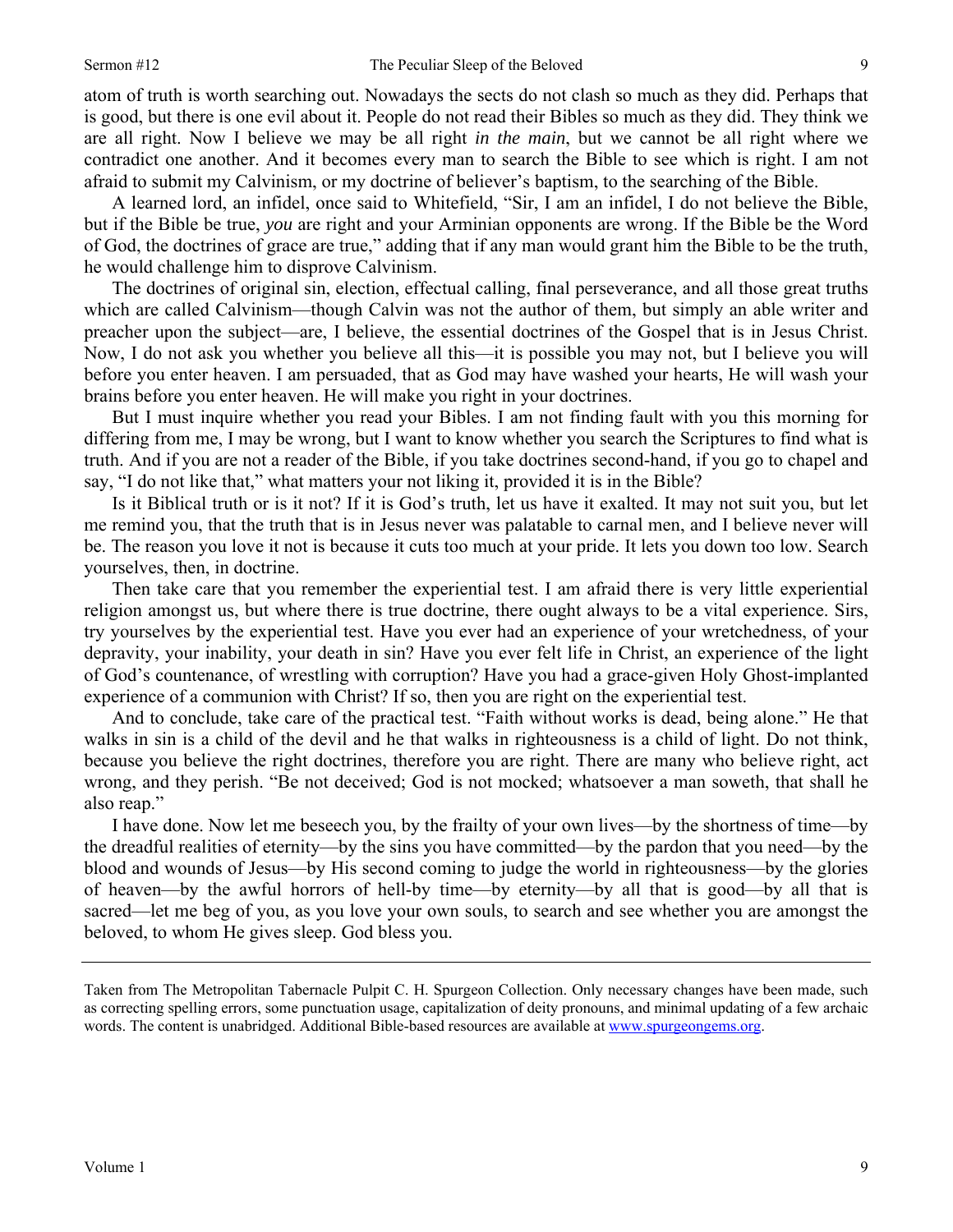atom of truth is worth searching out. Nowadays the sects do not clash so much as they did. Perhaps that is good, but there is one evil about it. People do not read their Bibles so much as they did. They think we are all right. Now I believe we may be all right *in the main*, but we cannot be all right where we contradict one another. And it becomes every man to search the Bible to see which is right. I am not afraid to submit my Calvinism, or my doctrine of believer's baptism, to the searching of the Bible.

A learned lord, an infidel, once said to Whitefield, "Sir, I am an infidel, I do not believe the Bible, but if the Bible be true, *you* are right and your Arminian opponents are wrong. If the Bible be the Word of God, the doctrines of grace are true," adding that if any man would grant him the Bible to be the truth, he would challenge him to disprove Calvinism.

The doctrines of original sin, election, effectual calling, final perseverance, and all those great truths which are called Calvinism—though Calvin was not the author of them, but simply an able writer and preacher upon the subject—are, I believe, the essential doctrines of the Gospel that is in Jesus Christ. Now, I do not ask you whether you believe all this—it is possible you may not, but I believe you will before you enter heaven. I am persuaded, that as God may have washed your hearts, He will wash your brains before you enter heaven. He will make you right in your doctrines.

But I must inquire whether you read your Bibles. I am not finding fault with you this morning for differing from me, I may be wrong, but I want to know whether you search the Scriptures to find what is truth. And if you are not a reader of the Bible, if you take doctrines second-hand, if you go to chapel and say, "I do not like that," what matters your not liking it, provided it is in the Bible?

Is it Biblical truth or is it not? If it is God's truth, let us have it exalted. It may not suit you, but let me remind you, that the truth that is in Jesus never was palatable to carnal men, and I believe never will be. The reason you love it not is because it cuts too much at your pride. It lets you down too low. Search yourselves, then, in doctrine.

Then take care that you remember the experiential test. I am afraid there is very little experiential religion amongst us, but where there is true doctrine, there ought always to be a vital experience. Sirs, try yourselves by the experiential test. Have you ever had an experience of your wretchedness, of your depravity, your inability, your death in sin? Have you ever felt life in Christ, an experience of the light of God's countenance, of wrestling with corruption? Have you had a grace-given Holy Ghost-implanted experience of a communion with Christ? If so, then you are right on the experiential test.

And to conclude, take care of the practical test. "Faith without works is dead, being alone." He that walks in sin is a child of the devil and he that walks in righteousness is a child of light. Do not think, because you believe the right doctrines, therefore you are right. There are many who believe right, act wrong, and they perish. "Be not deceived; God is not mocked; whatsoever a man soweth, that shall he also reap."

I have done. Now let me beseech you, by the frailty of your own lives—by the shortness of time—by the dreadful realities of eternity—by the sins you have committed—by the pardon that you need—by the blood and wounds of Jesus—by His second coming to judge the world in righteousness—by the glories of heaven—by the awful horrors of hell-by time—by eternity—by all that is good—by all that is sacred—let me beg of you, as you love your own souls, to search and see whether you are amongst the beloved, to whom He gives sleep. God bless you.

---

Taken from The Metropolitan Tabernacle Pulpit C. H. Spurgeon Collection. Only necessary changes have been made, such as correcting spelling errors, some punctuation usage, capitalization of deity pronouns, and minimal updating of a few archaic words. The content is unabridged. Additional Bible-based resources are available at www.spurgeongems.org.